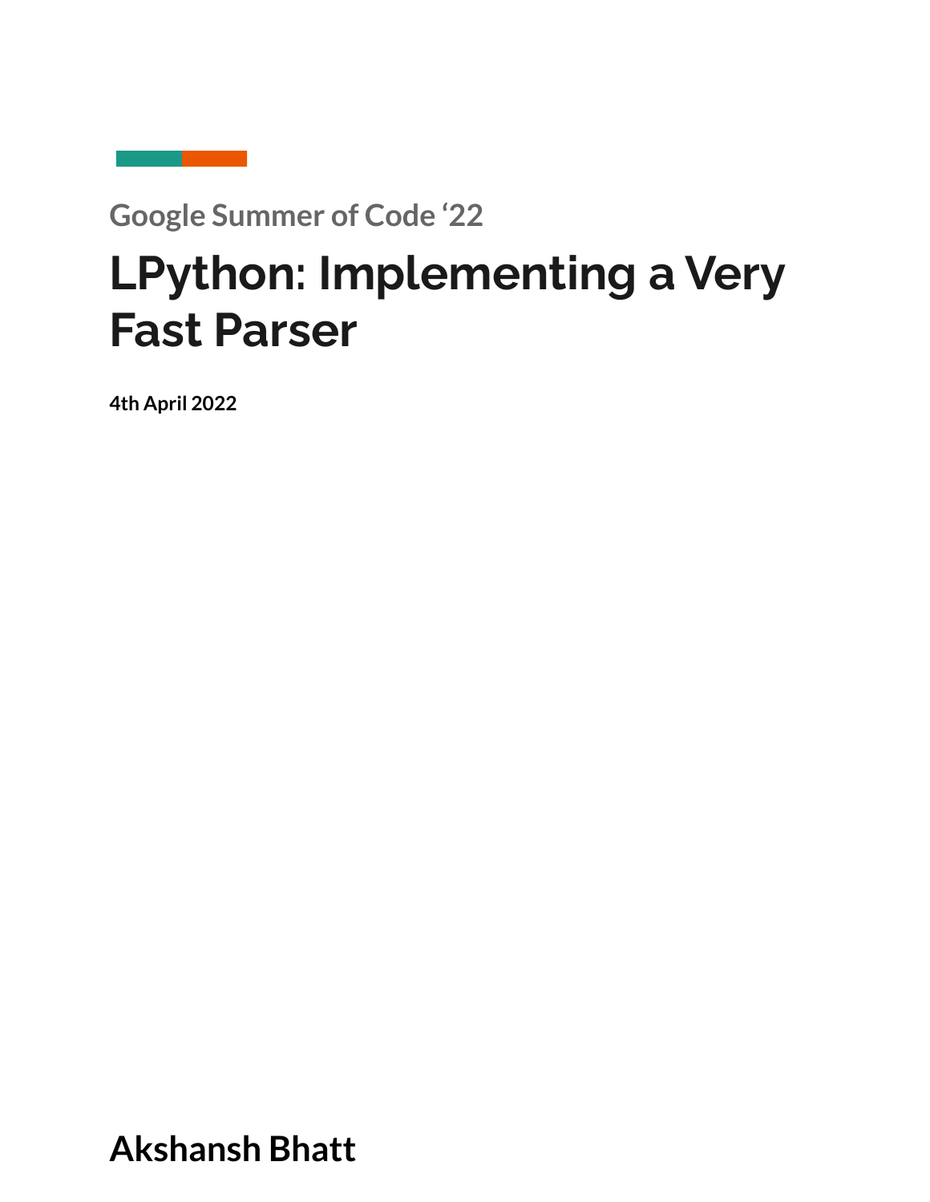### Google Summer of Code '22

# LPython: Implementing a Very Fast Parser

**4th April 2022**

## Akshansh Bhatt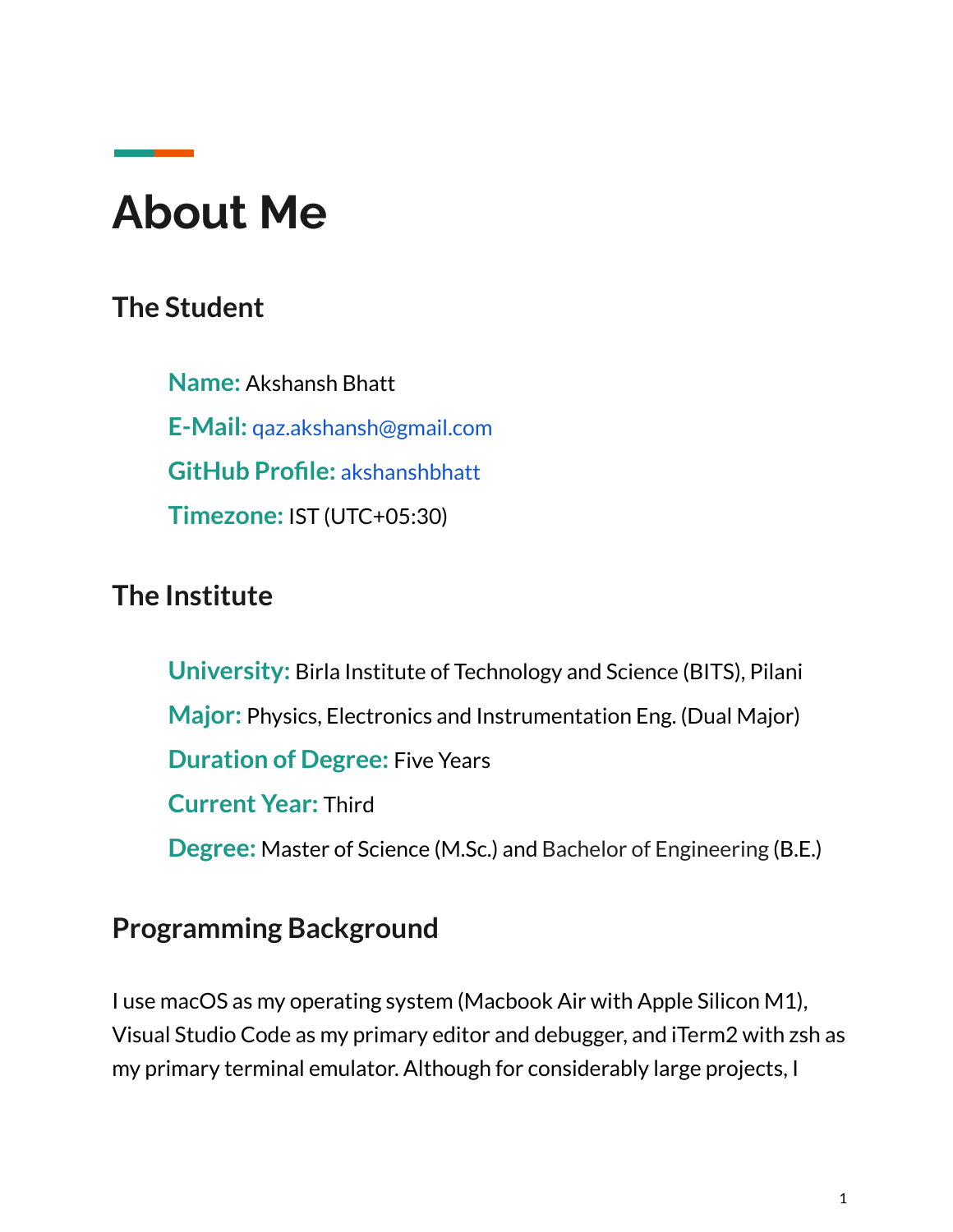# About Me

## The Student

**Name:** Akshansh Bhatt

**E-Mail:** qaz.akshansh@gmail.com

**GitHub Profile:** akshanshbhatt

**Timezone:** IST (UTC+05:30)

## The Institute

**University:** Birla Institute of Technology and Science (BITS), Pilani

**Major:** Physics, Electronics and Instrumentation Eng. (Dual Major)

**Duration of Degree:** Five Years

**Current Year:** Third

**Degree:** Master of Science (M.Sc.) and Bachelor of Engineering (B.E.)

## Programming Background

I use macOS as my operating system (Macbook Air with Apple Silicon M1), Visual Studio Code as my primary editor and debugger, and iTerm2 with zsh as my primary terminal emulator. Although for considerably large projects, I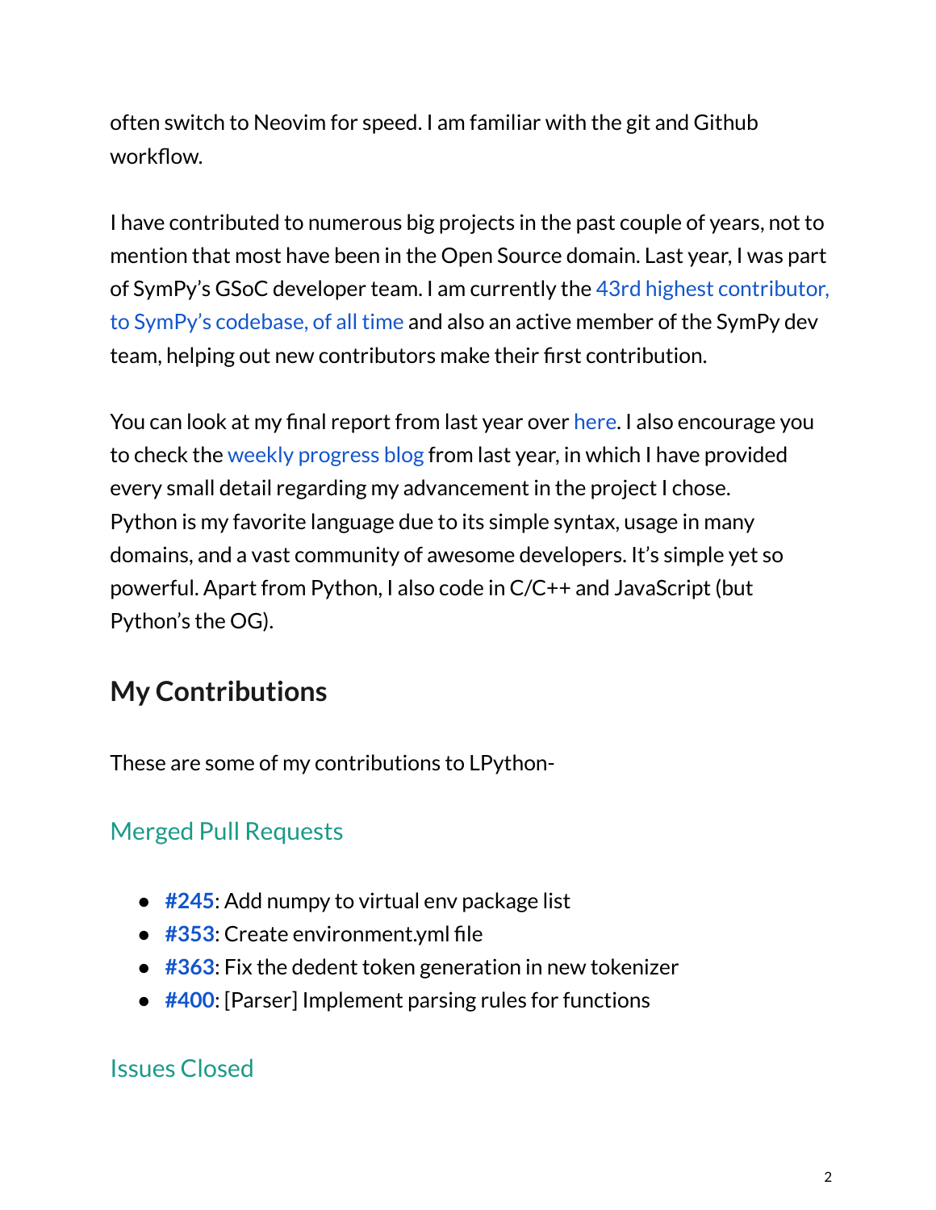often switch to Neovim for speed. I am familiar with the git and Github workflow.

I have contributed to numerous big projects in the past couple of years, not to mention that most have been in the Open Source domain. Last year, I was part of SymPy's GSoC developer team. I am currently the 43rd highest contributor, to SymPy's codebase, of all time and also an active member of the SymPy dev team, helping out new contributors make their first contribution.

You can look at my final report from last year over here. I also encourage you to check the weekly progress blog from last year, in which I have provided every small detail regarding my advancement in the project I chose.
Python is my favorite language due to its simple syntax, usage in many domains, and a vast community of awesome developers. It's simple yet so powerful. Apart from Python, I also code in C/C++ and JavaScript (but Python's the OG).

## My Contributions

These are some of my contributions to LPython-

### Merged Pull Requests

- **#245**: Add numpy to virtual env package list
- **#353**: Create environment.yml file
- **#363**: Fix the dedent token generation in new tokenizer
- **#400**: [Parser] Implement parsing rules for functions

### Issues Closed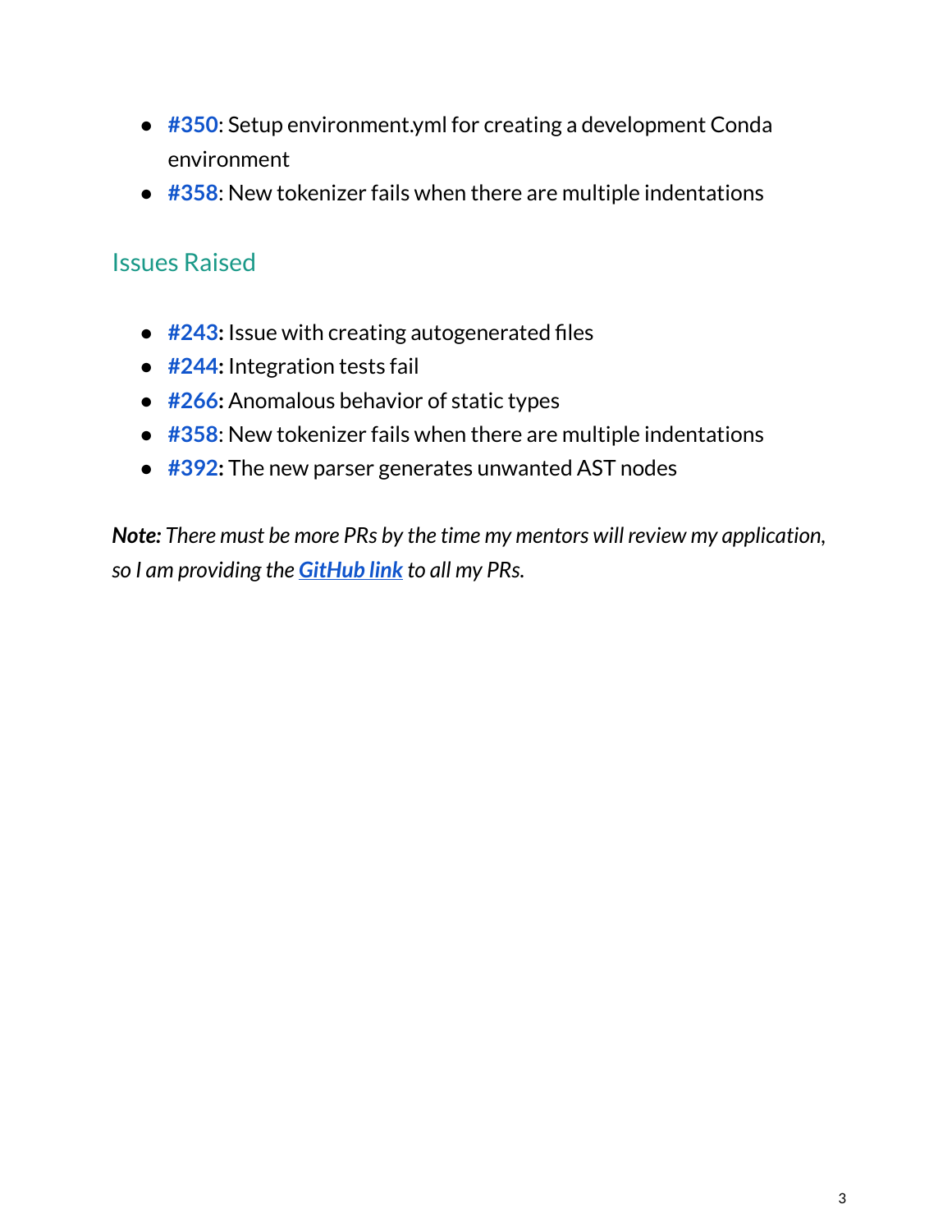- **#350**: Setup environment.yml for creating a development Conda environment
- **#358**: New tokenizer fails when there are multiple indentations

## Issues Raised

- **#243:** Issue with creating autogenerated files
- **#244:** Integration tests fail
- **#266:** Anomalous behavior of static types
- **#358**: New tokenizer fails when there are multiple indentations
- **#392:** The new parser generates unwanted AST nodes

***Note:*** *There must be more PRs by the time my mentors will review my application, so I am providing the* ***GitHub link*** *to all my PRs.*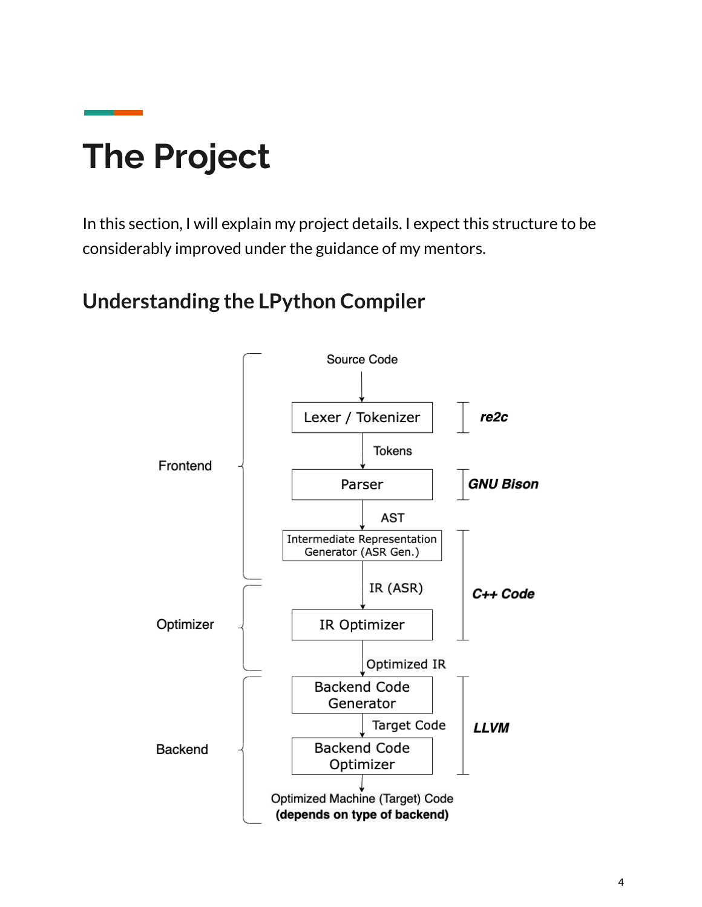# The Project

In this section, I will explain my project details. I expect this structure to be considerably improved under the guidance of my mentors.

## Understanding the LPython Compiler

Source Code

Lexer / Tokenizer — ***re2c***

Tokens

Parser — ***GNU Bison***

AST

Intermediate Representation Generator (ASR Gen.)

IR (ASR)

IR Optimizer

Optimized IR

Backend Code Generator

Target Code

Backend Code Optimizer

Optimized Machine (Target) Code
**(depends on type of backend)**

Frontend: Lexer / Tokenizer, Parser, Intermediate Representation Generator (ASR Gen.)

Optimizer: IR Optimizer

Backend: Backend Code Generator, Backend Code Optimizer

***C++ Code***: Intermediate Representation Generator (ASR Gen.), IR Optimizer

***LLVM***: Backend Code Generator, Backend Code Optimizer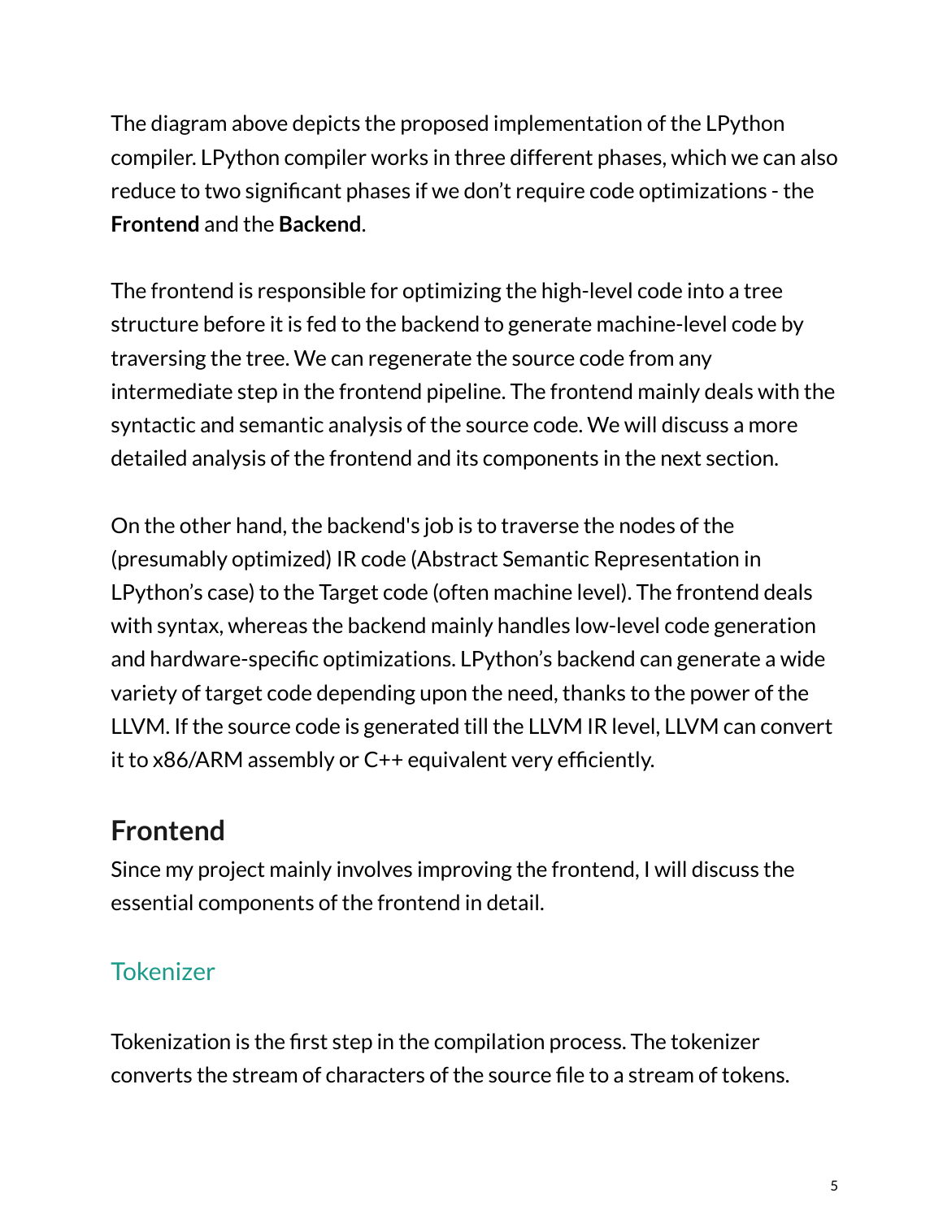The diagram above depicts the proposed implementation of the LPython compiler. LPython compiler works in three different phases, which we can also reduce to two significant phases if we don't require code optimizations - the **Frontend** and the **Backend**.

The frontend is responsible for optimizing the high-level code into a tree structure before it is fed to the backend to generate machine-level code by traversing the tree. We can regenerate the source code from any intermediate step in the frontend pipeline. The frontend mainly deals with the syntactic and semantic analysis of the source code. We will discuss a more detailed analysis of the frontend and its components in the next section.

On the other hand, the backend's job is to traverse the nodes of the (presumably optimized) IR code (Abstract Semantic Representation in LPython's case) to the Target code (often machine level). The frontend deals with syntax, whereas the backend mainly handles low-level code generation and hardware-specific optimizations. LPython's backend can generate a wide variety of target code depending upon the need, thanks to the power of the LLVM. If the source code is generated till the LLVM IR level, LLVM can convert it to x86/ARM assembly or C++ equivalent very efficiently.

## Frontend

Since my project mainly involves improving the frontend, I will discuss the essential components of the frontend in detail.

### Tokenizer

Tokenization is the first step in the compilation process. The tokenizer converts the stream of characters of the source file to a stream of tokens.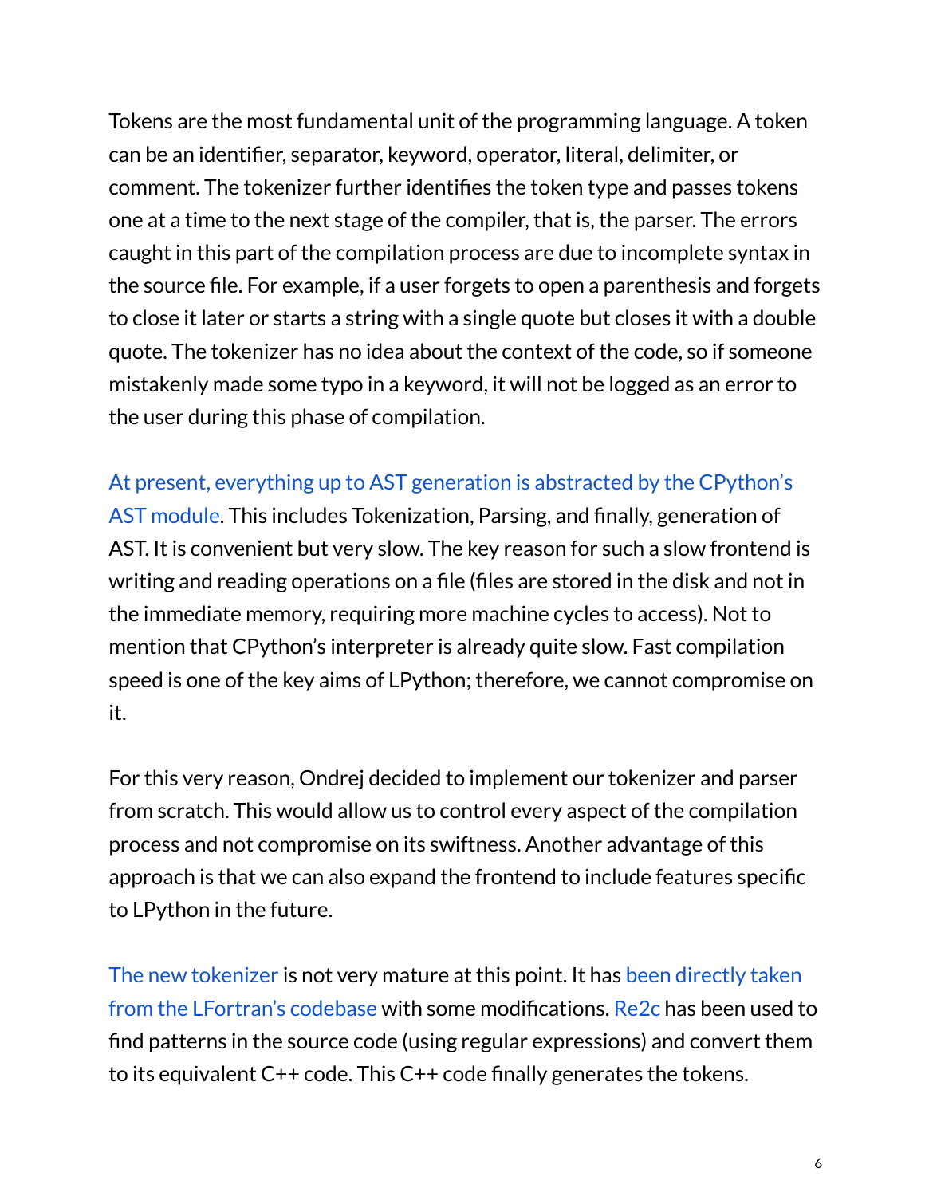Tokens are the most fundamental unit of the programming language. A token can be an identifier, separator, keyword, operator, literal, delimiter, or comment. The tokenizer further identifies the token type and passes tokens one at a time to the next stage of the compiler, that is, the parser. The errors caught in this part of the compilation process are due to incomplete syntax in the source file. For example, if a user forgets to open a parenthesis and forgets to close it later or starts a string with a single quote but closes it with a double quote. The tokenizer has no idea about the context of the code, so if someone mistakenly made some typo in a keyword, it will not be logged as an error to the user during this phase of compilation.

At present, everything up to AST generation is abstracted by the CPython's AST module. This includes Tokenization, Parsing, and finally, generation of AST. It is convenient but very slow. The key reason for such a slow frontend is writing and reading operations on a file (files are stored in the disk and not in the immediate memory, requiring more machine cycles to access). Not to mention that CPython's interpreter is already quite slow. Fast compilation speed is one of the key aims of LPython; therefore, we cannot compromise on it.

For this very reason, Ondrej decided to implement our tokenizer and parser from scratch. This would allow us to control every aspect of the compilation process and not compromise on its swiftness. Another advantage of this approach is that we can also expand the frontend to include features specific to LPython in the future.

The new tokenizer is not very mature at this point. It has been directly taken from the LFortran's codebase with some modifications. Re2c has been used to find patterns in the source code (using regular expressions) and convert them to its equivalent C++ code. This C++ code finally generates the tokens.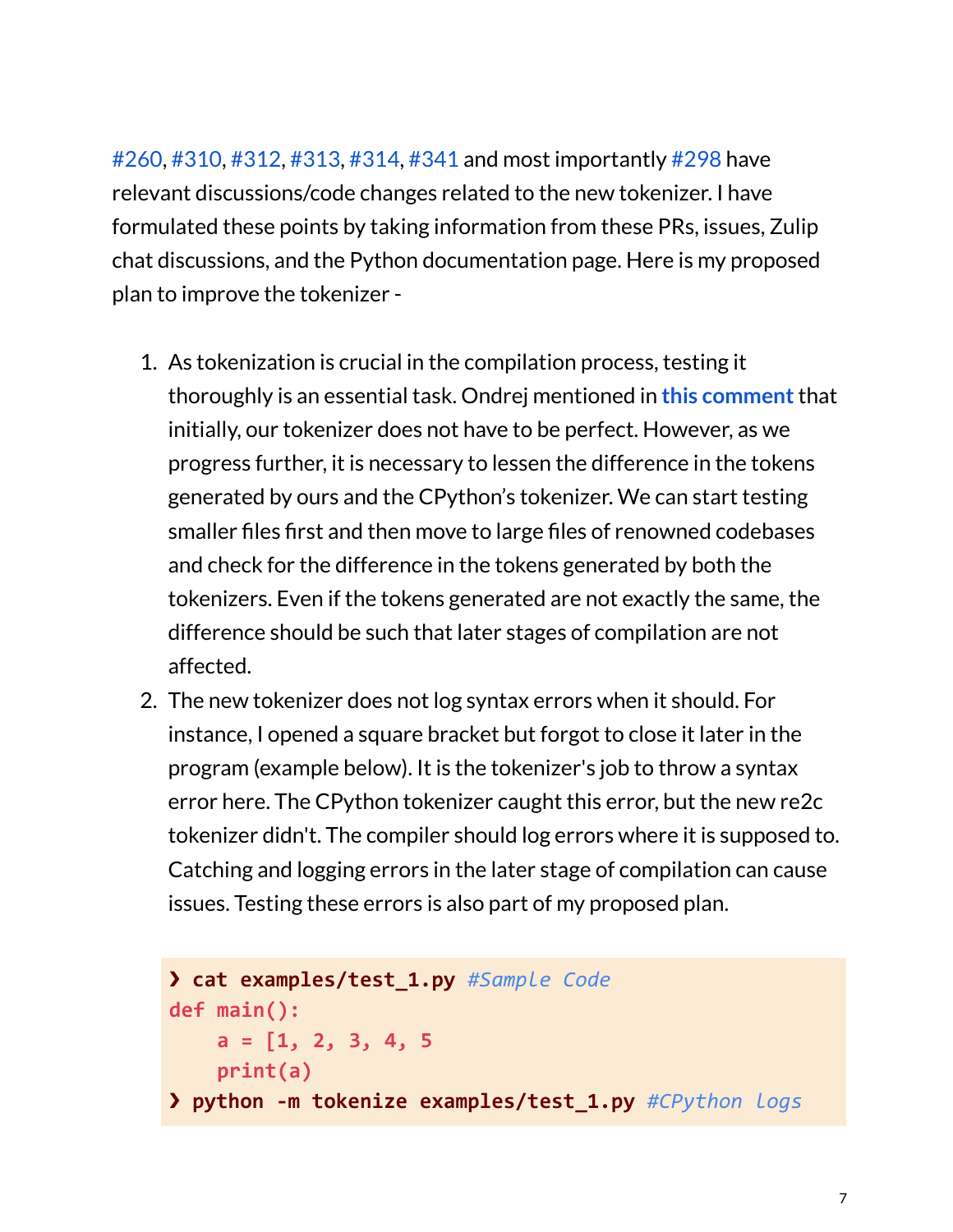#260, #310, #312, #313, #314, #341 and most importantly #298 have relevant discussions/code changes related to the new tokenizer. I have formulated these points by taking information from these PRs, issues, Zulip chat discussions, and the Python documentation page. Here is my proposed plan to improve the tokenizer -

1. As tokenization is crucial in the compilation process, testing it thoroughly is an essential task. Ondrej mentioned in **this comment** that initially, our tokenizer does not have to be perfect. However, as we progress further, it is necessary to lessen the difference in the tokens generated by ours and the CPython's tokenizer. We can start testing smaller files first and then move to large files of renowned codebases and check for the difference in the tokens generated by both the tokenizers. Even if the tokens generated are not exactly the same, the difference should be such that later stages of compilation are not affected.
2. The new tokenizer does not log syntax errors when it should. For instance, I opened a square bracket but forgot to close it later in the program (example below). It is the tokenizer's job to throw a syntax error here. The CPython tokenizer caught this error, but the new re2c tokenizer didn't. The compiler should log errors where it is supposed to. Catching and logging errors in the later stage of compilation can cause issues. Testing these errors is also part of my proposed plan.

```
❯ cat examples/test_1.py #Sample Code
def main():
    a = [1, 2, 3, 4, 5
    print(a)
❯ python -m tokenize examples/test_1.py #CPython logs
```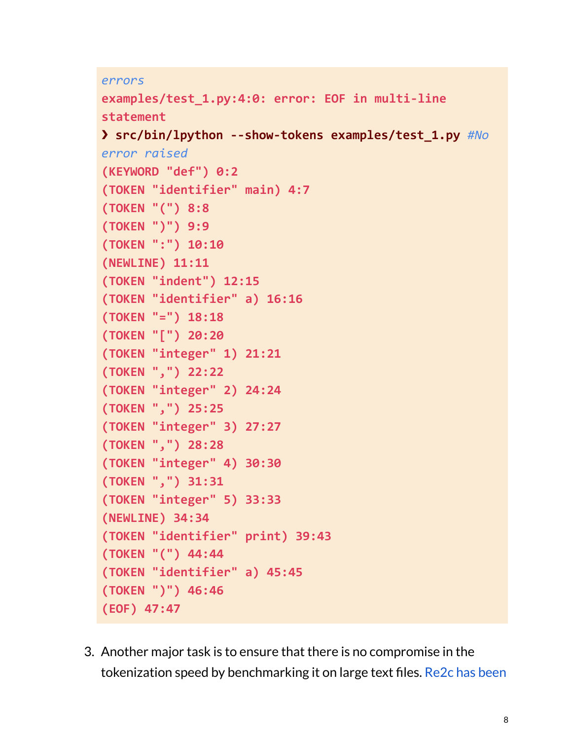```
errors
examples/test_1.py:4:0: error: EOF in multi-line
statement
❯ src/bin/lpython --show-tokens examples/test_1.py #No
error raised
(KEYWORD "def") 0:2
(TOKEN "identifier" main) 4:7
(TOKEN "(") 8:8
(TOKEN ")") 9:9
(TOKEN ":") 10:10
(NEWLINE) 11:11
(TOKEN "indent") 12:15
(TOKEN "identifier" a) 16:16
(TOKEN "=") 18:18
(TOKEN "[") 20:20
(TOKEN "integer" 1) 21:21
(TOKEN ",") 22:22
(TOKEN "integer" 2) 24:24
(TOKEN ",") 25:25
(TOKEN "integer" 3) 27:27
(TOKEN ",") 28:28
(TOKEN "integer" 4) 30:30
(TOKEN ",") 31:31
(TOKEN "integer" 5) 33:33
(NEWLINE) 34:34
(TOKEN "identifier" print) 39:43
(TOKEN "(") 44:44
(TOKEN "identifier" a) 45:45
(TOKEN ")") 46:46
(EOF) 47:47
```

3. Another major task is to ensure that there is no compromise in the tokenization speed by benchmarking it on large text files. Re2c has been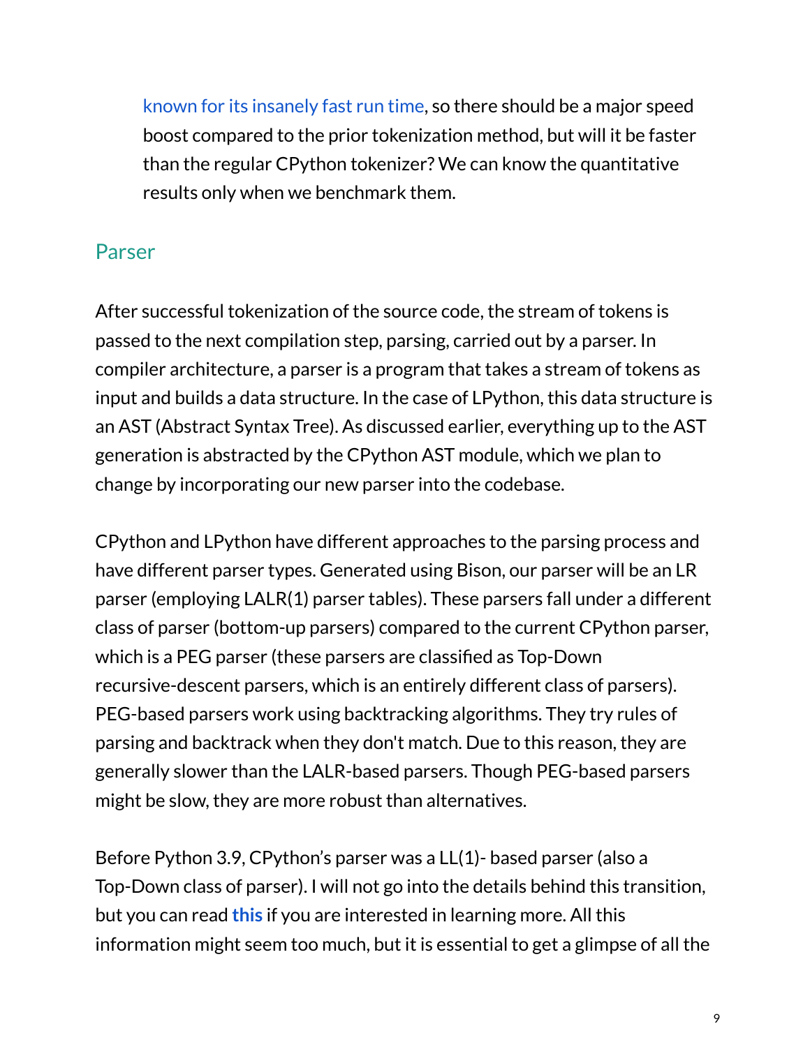known for its insanely fast run time, so there should be a major speed boost compared to the prior tokenization method, but will it be faster than the regular CPython tokenizer? We can know the quantitative results only when we benchmark them.

## Parser

After successful tokenization of the source code, the stream of tokens is passed to the next compilation step, parsing, carried out by a parser. In compiler architecture, a parser is a program that takes a stream of tokens as input and builds a data structure. In the case of LPython, this data structure is an AST (Abstract Syntax Tree). As discussed earlier, everything up to the AST generation is abstracted by the CPython AST module, which we plan to change by incorporating our new parser into the codebase.

CPython and LPython have different approaches to the parsing process and have different parser types. Generated using Bison, our parser will be an LR parser (employing LALR(1) parser tables). These parsers fall under a different class of parser (bottom-up parsers) compared to the current CPython parser, which is a PEG parser (these parsers are classified as Top-Down recursive-descent parsers, which is an entirely different class of parsers). PEG-based parsers work using backtracking algorithms. They try rules of parsing and backtrack when they don't match. Due to this reason, they are generally slower than the LALR-based parsers. Though PEG-based parsers might be slow, they are more robust than alternatives.

Before Python 3.9, CPython's parser was a LL(1)- based parser (also a Top-Down class of parser). I will not go into the details behind this transition, but you can read **this** if you are interested in learning more. All this information might seem too much, but it is essential to get a glimpse of all the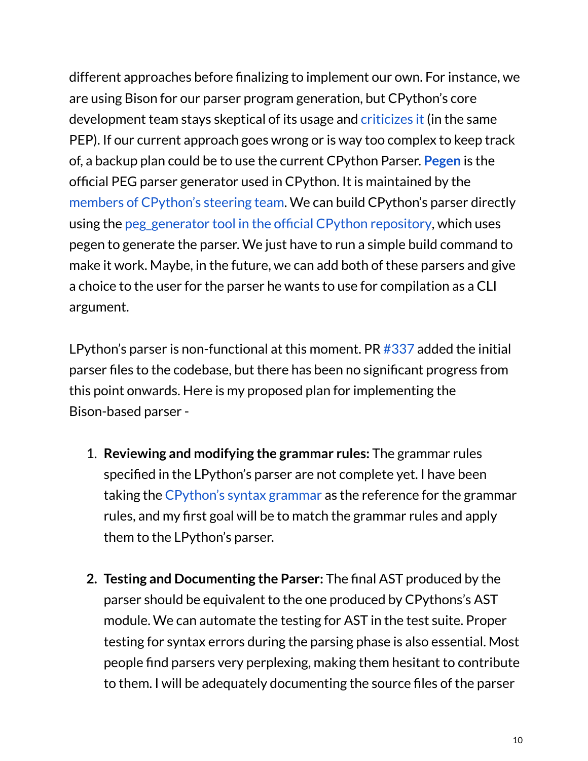different approaches before finalizing to implement our own. For instance, we are using Bison for our parser program generation, but CPython's core development team stays skeptical of its usage and criticizes it (in the same PEP). If our current approach goes wrong or is way too complex to keep track of, a backup plan could be to use the current CPython Parser. **Pegen** is the official PEG parser generator used in CPython. It is maintained by the members of CPython's steering team. We can build CPython's parser directly using the peg_generator tool in the official CPython repository, which uses pegen to generate the parser. We just have to run a simple build command to make it work. Maybe, in the future, we can add both of these parsers and give a choice to the user for the parser he wants to use for compilation as a CLI argument.

LPython's parser is non-functional at this moment. PR #337 added the initial parser files to the codebase, but there has been no significant progress from this point onwards. Here is my proposed plan for implementing the Bison-based parser -

1. **Reviewing and modifying the grammar rules:** The grammar rules specified in the LPython's parser are not complete yet. I have been taking the CPython's syntax grammar as the reference for the grammar rules, and my first goal will be to match the grammar rules and apply them to the LPython's parser.

2. **Testing and Documenting the Parser:** The final AST produced by the parser should be equivalent to the one produced by CPythons's AST module. We can automate the testing for AST in the test suite. Proper testing for syntax errors during the parsing phase is also essential. Most people find parsers very perplexing, making them hesitant to contribute to them. I will be adequately documenting the source files of the parser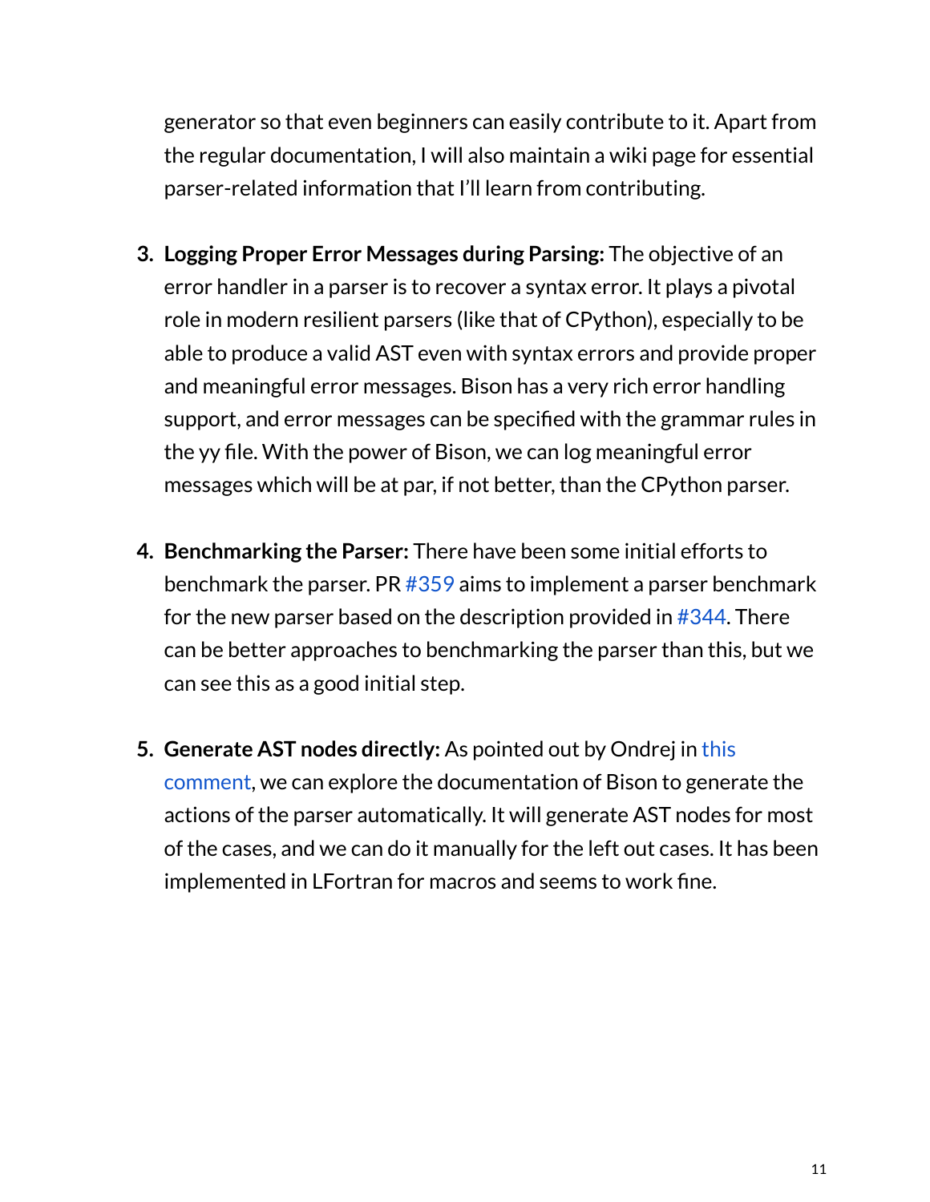generator so that even beginners can easily contribute to it. Apart from the regular documentation, I will also maintain a wiki page for essential parser-related information that I'll learn from contributing.

3. **Logging Proper Error Messages during Parsing:** The objective of an error handler in a parser is to recover a syntax error. It plays a pivotal role in modern resilient parsers (like that of CPython), especially to be able to produce a valid AST even with syntax errors and provide proper and meaningful error messages. Bison has a very rich error handling support, and error messages can be specified with the grammar rules in the yy file. With the power of Bison, we can log meaningful error messages which will be at par, if not better, than the CPython parser.

4. **Benchmarking the Parser:** There have been some initial efforts to benchmark the parser. PR #359 aims to implement a parser benchmark for the new parser based on the description provided in #344. There can be better approaches to benchmarking the parser than this, but we can see this as a good initial step.

5. **Generate AST nodes directly:** As pointed out by Ondrej in this comment, we can explore the documentation of Bison to generate the actions of the parser automatically. It will generate AST nodes for most of the cases, and we can do it manually for the left out cases. It has been implemented in LFortran for macros and seems to work fine.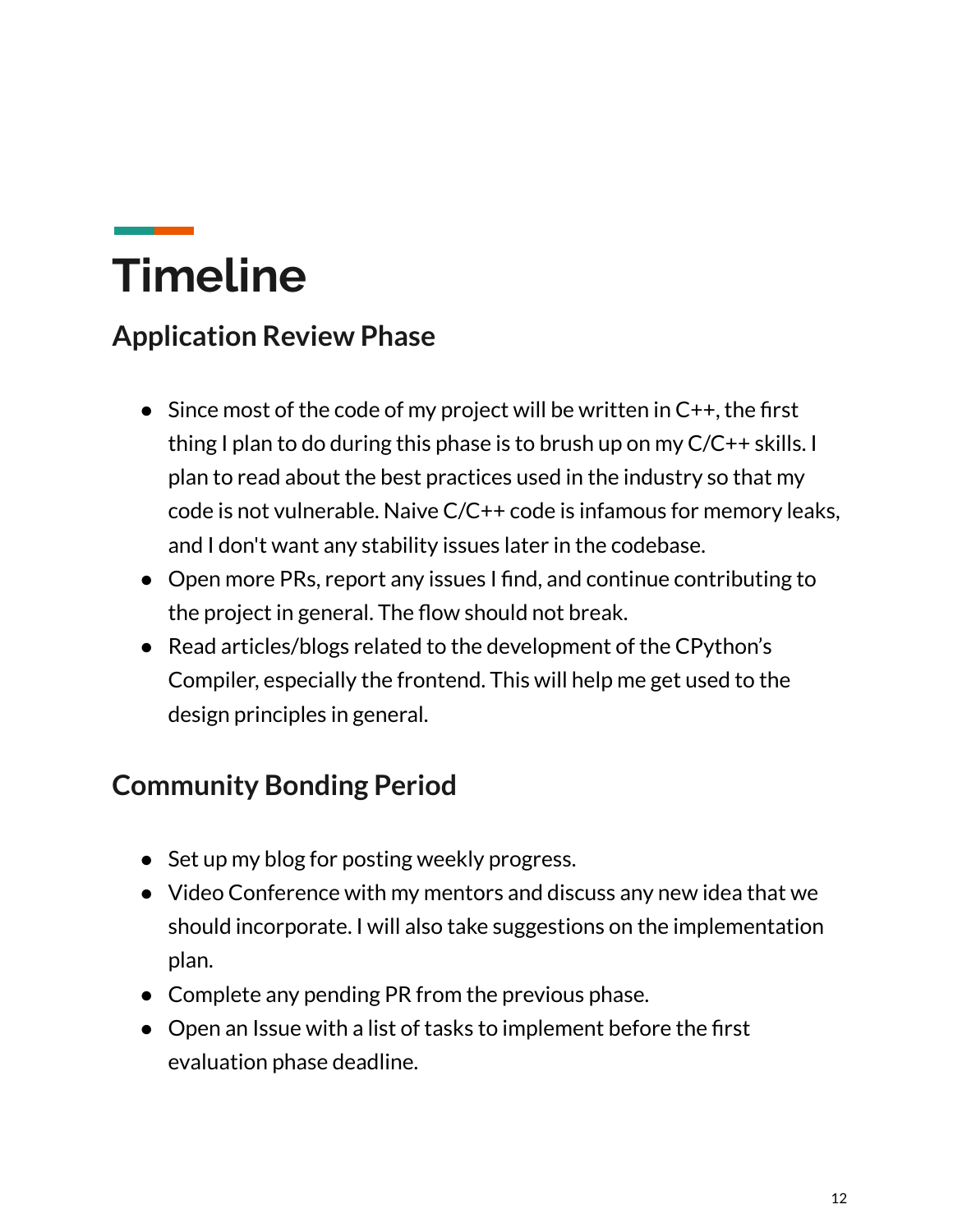# Timeline

## Application Review Phase

- Since most of the code of my project will be written in C++, the first thing I plan to do during this phase is to brush up on my C/C++ skills. I plan to read about the best practices used in the industry so that my code is not vulnerable. Naive C/C++ code is infamous for memory leaks, and I don't want any stability issues later in the codebase.
- Open more PRs, report any issues I find, and continue contributing to the project in general. The flow should not break.
- Read articles/blogs related to the development of the CPython's Compiler, especially the frontend. This will help me get used to the design principles in general.

## Community Bonding Period

- Set up my blog for posting weekly progress.
- Video Conference with my mentors and discuss any new idea that we should incorporate. I will also take suggestions on the implementation plan.
- Complete any pending PR from the previous phase.
- Open an Issue with a list of tasks to implement before the first evaluation phase deadline.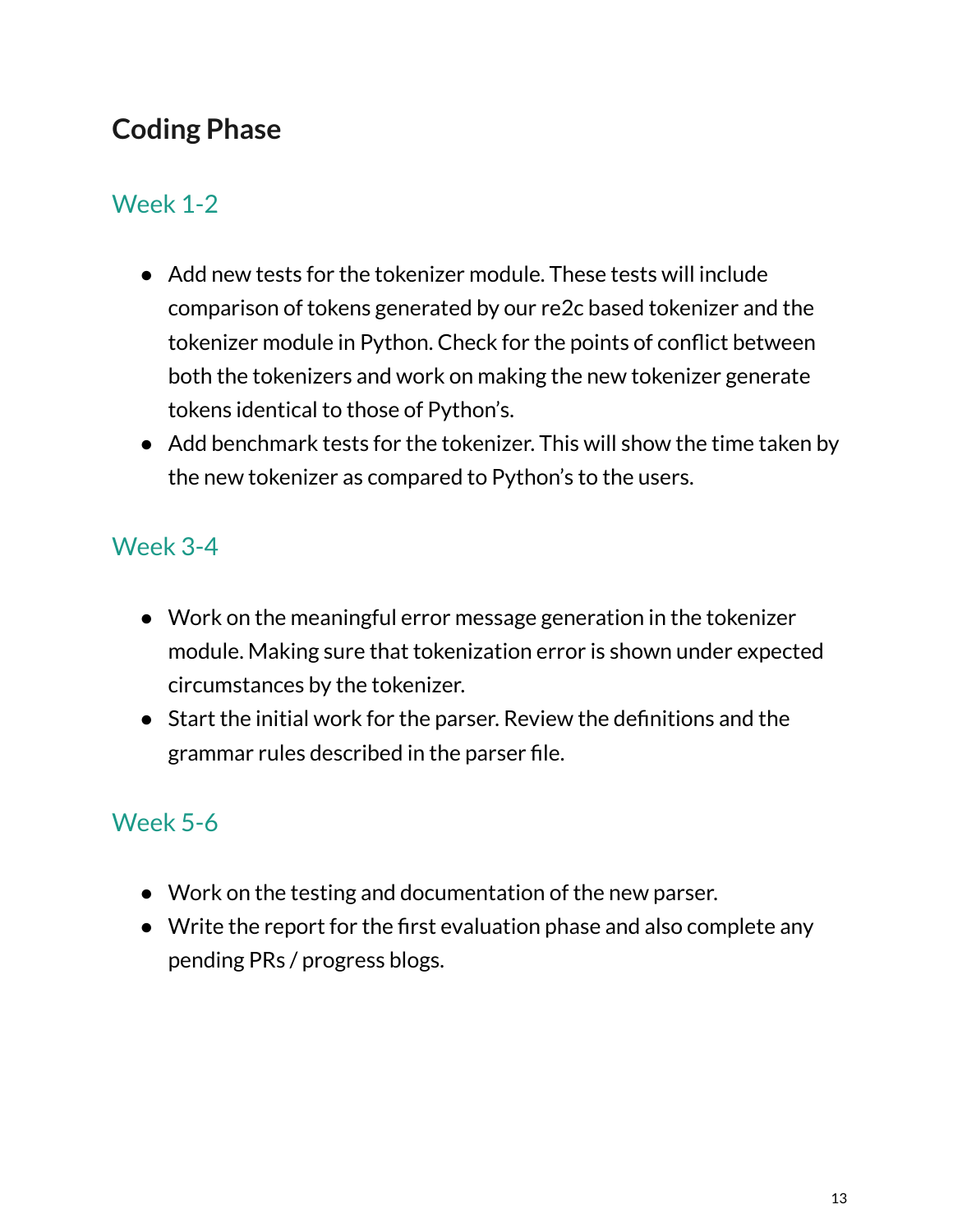## Coding Phase

### Week 1-2

- Add new tests for the tokenizer module. These tests will include comparison of tokens generated by our re2c based tokenizer and the tokenizer module in Python. Check for the points of conflict between both the tokenizers and work on making the new tokenizer generate tokens identical to those of Python's.
- Add benchmark tests for the tokenizer. This will show the time taken by the new tokenizer as compared to Python's to the users.

### Week 3-4

- Work on the meaningful error message generation in the tokenizer module. Making sure that tokenization error is shown under expected circumstances by the tokenizer.
- Start the initial work for the parser. Review the definitions and the grammar rules described in the parser file.

### Week 5-6

- Work on the testing and documentation of the new parser.
- Write the report for the first evaluation phase and also complete any pending PRs / progress blogs.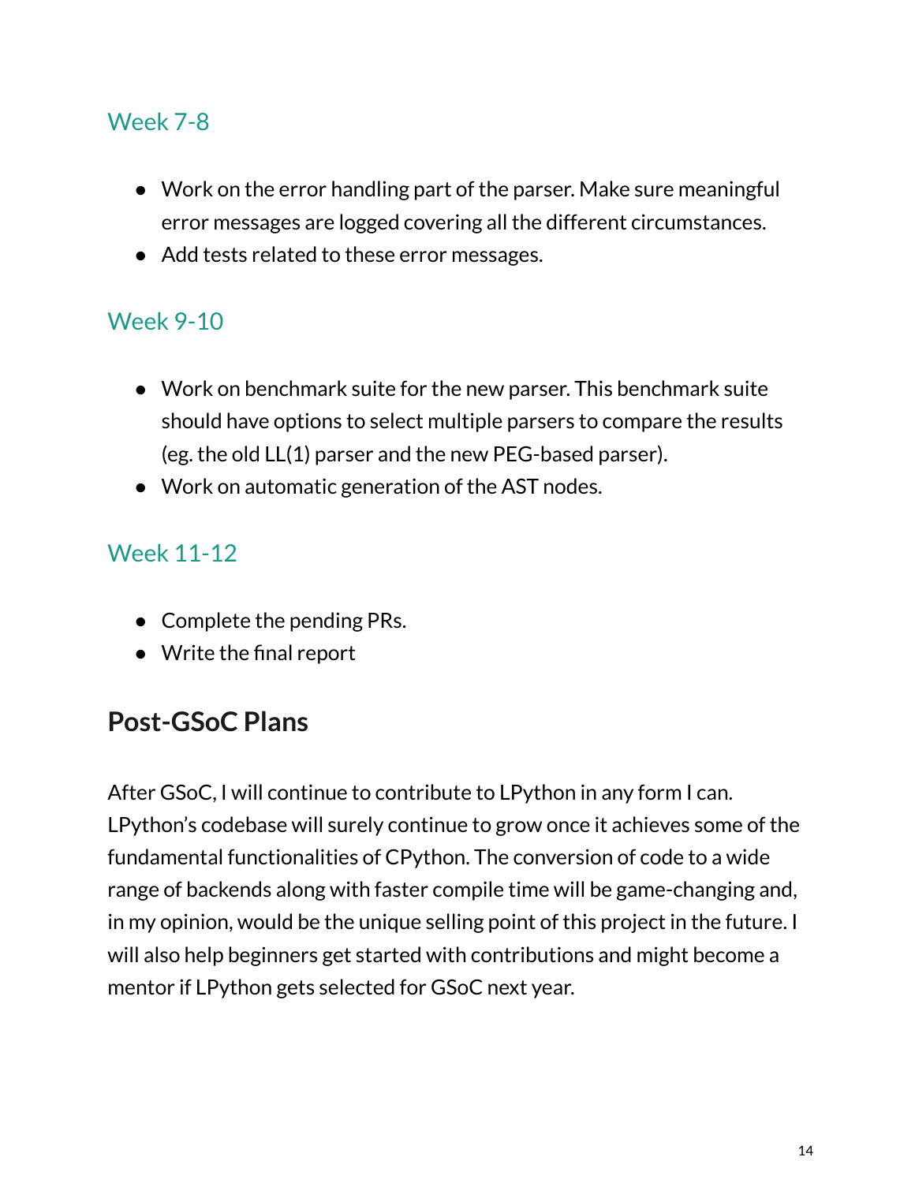### Week 7-8

- Work on the error handling part of the parser. Make sure meaningful error messages are logged covering all the different circumstances.
- Add tests related to these error messages.

### Week 9-10

- Work on benchmark suite for the new parser. This benchmark suite should have options to select multiple parsers to compare the results (eg. the old LL(1) parser and the new PEG-based parser).
- Work on automatic generation of the AST nodes.

### Week 11-12

- Complete the pending PRs.
- Write the final report

## Post-GSoC Plans

After GSoC, I will continue to contribute to LPython in any form I can. LPython's codebase will surely continue to grow once it achieves some of the fundamental functionalities of CPython. The conversion of code to a wide range of backends along with faster compile time will be game-changing and, in my opinion, would be the unique selling point of this project in the future. I will also help beginners get started with contributions and might become a mentor if LPython gets selected for GSoC next year.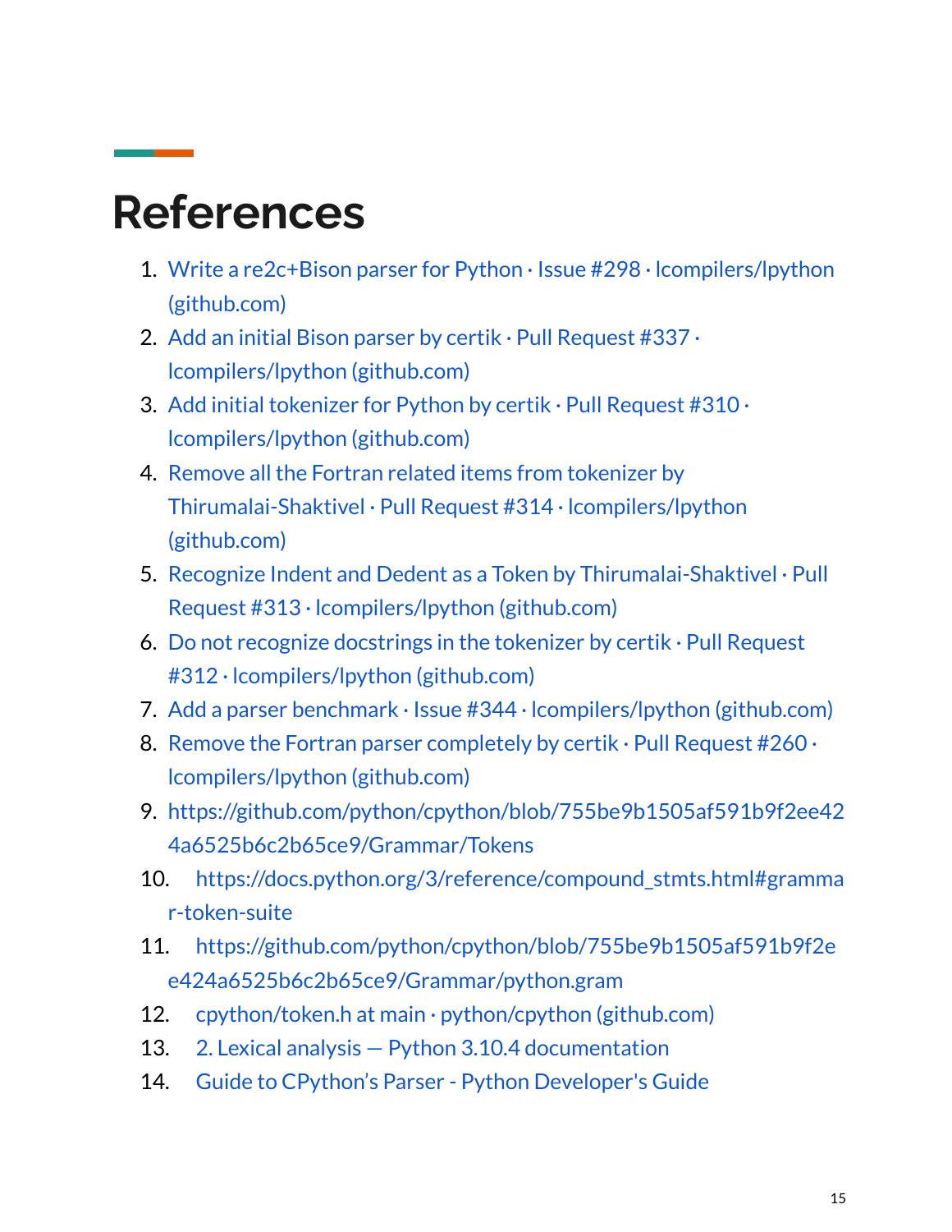# References

1. Write a re2c+Bison parser for Python · Issue #298 · lcompilers/lpython (github.com)
2. Add an initial Bison parser by certik · Pull Request #337 · lcompilers/lpython (github.com)
3. Add initial tokenizer for Python by certik · Pull Request #310 · lcompilers/lpython (github.com)
4. Remove all the Fortran related items from tokenizer by Thirumalai-Shaktivel · Pull Request #314 · lcompilers/lpython (github.com)
5. Recognize Indent and Dedent as a Token by Thirumalai-Shaktivel · Pull Request #313 · lcompilers/lpython (github.com)
6. Do not recognize docstrings in the tokenizer by certik · Pull Request #312 · lcompilers/lpython (github.com)
7. Add a parser benchmark · Issue #344 · lcompilers/lpython (github.com)
8. Remove the Fortran parser completely by certik · Pull Request #260 · lcompilers/lpython (github.com)
9. https://github.com/python/cpython/blob/755be9b1505af591b9f2ee424a6525b6c2b65ce9/Grammar/Tokens
10. https://docs.python.org/3/reference/compound_stmts.html#grammar-token-suite
11. https://github.com/python/cpython/blob/755be9b1505af591b9f2ee424a6525b6c2b65ce9/Grammar/python.gram
12. cpython/token.h at main · python/cpython (github.com)
13. 2. Lexical analysis — Python 3.10.4 documentation
14. Guide to CPython's Parser - Python Developer's Guide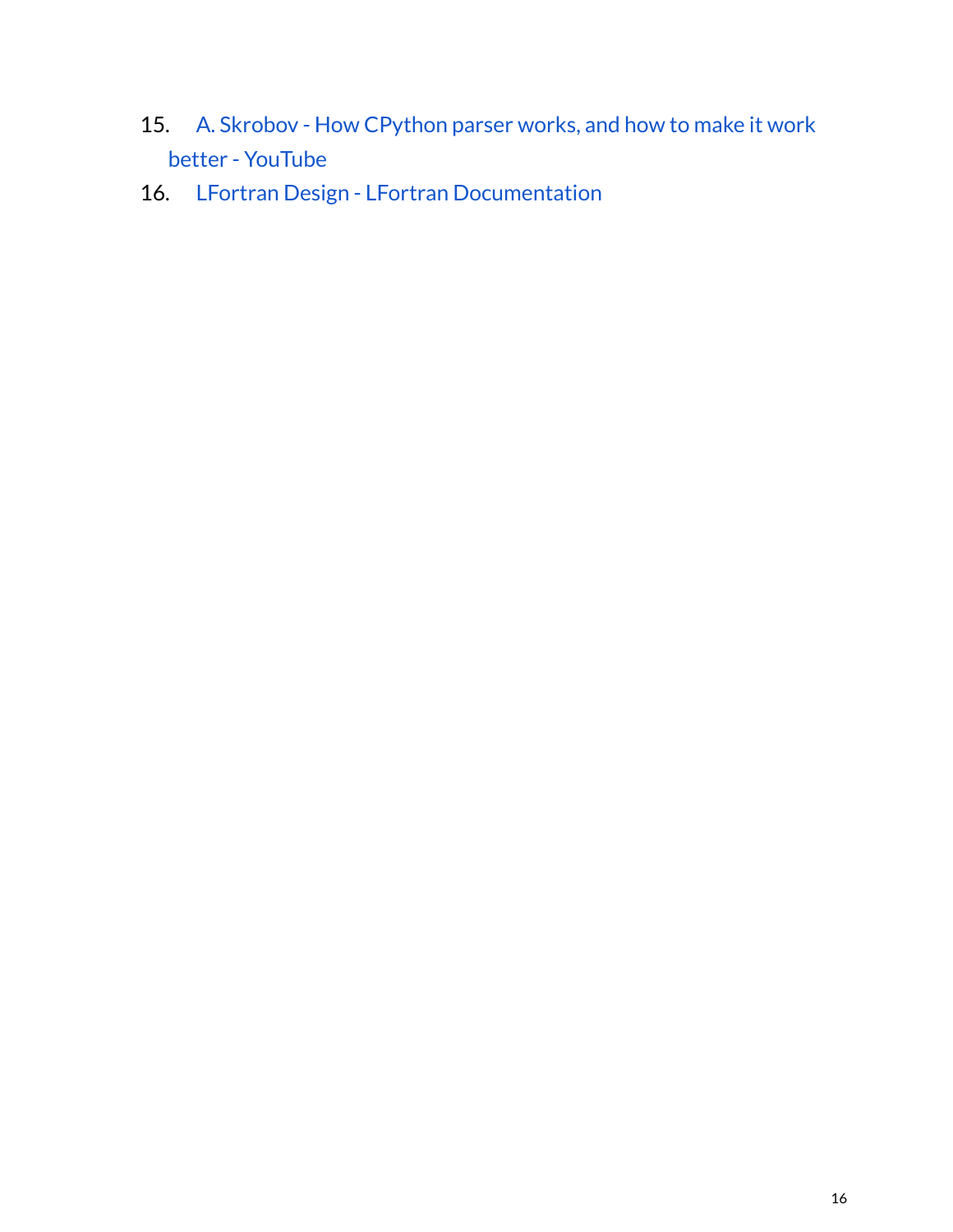15. A. Skrobov - How CPython parser works, and how to make it work better - YouTube
16. LFortran Design - LFortran Documentation